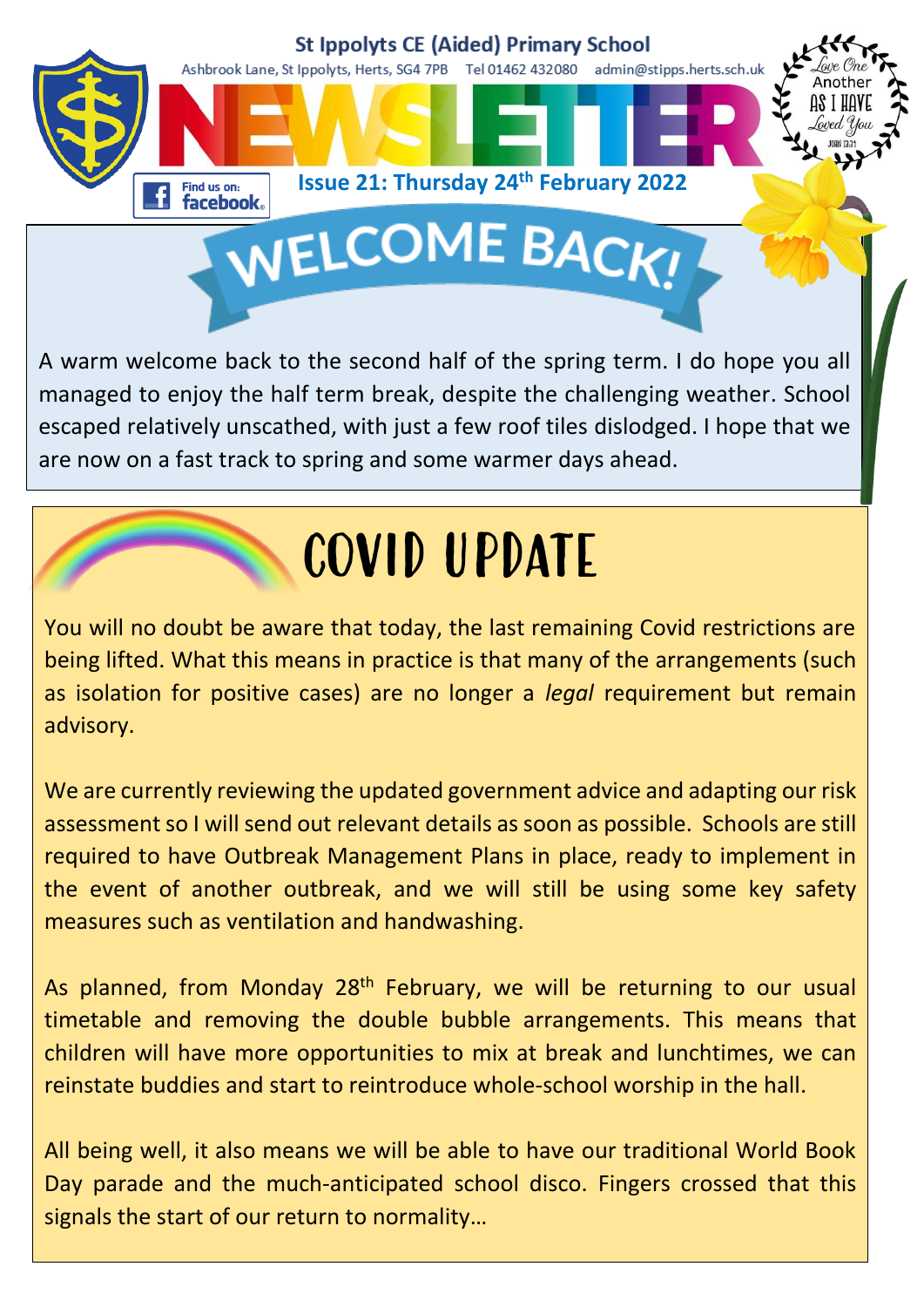# St Ippolyts CE (Aided) Primary School

Ashbrook Lane, St Ippolyts, Herts, SG4 7PB Tel 01462 432080 admin@stipps.herts.sch.uk

# NEWSLETTER

Find us on: facebook

**Issue 21: Thursday 24th February 2022**

Love One Another As I Have Loved You — John 13:34

## WELCOME BACK!

A warm welcome back to the second half of the spring term. I do hope you all managed to enjoy the half term break, despite the challenging weather. School escaped relatively unscathed, with just a few roof tiles dislodged. I hope that we are now on a fast track to spring and some warmer days ahead.

## COVID UPDATE

You will no doubt be aware that today, the last remaining Covid restrictions are being lifted. What this means in practice is that many of the arrangements (such as isolation for positive cases) are no longer a *legal* requirement but remain advisory.

We are currently reviewing the updated government advice and adapting our risk assessment so I will send out relevant details as soon as possible. Schools are still required to have Outbreak Management Plans in place, ready to implement in the event of another outbreak, and we will still be using some key safety measures such as ventilation and handwashing.

As planned, from Monday 28th February, we will be returning to our usual timetable and removing the double bubble arrangements. This means that children will have more opportunities to mix at break and lunchtimes, we can reinstate buddies and start to reintroduce whole-school worship in the hall.

All being well, it also means we will be able to have our traditional World Book Day parade and the much-anticipated school disco. Fingers crossed that this signals the start of our return to normality…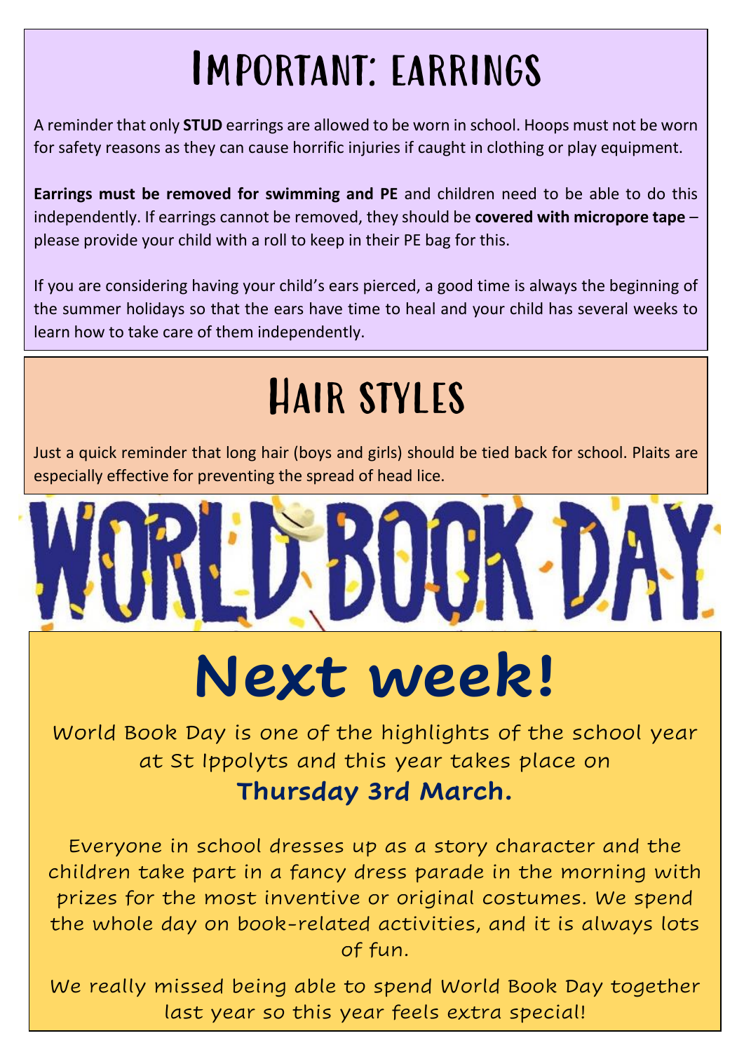# Important: earrings

A reminder that only **STUD** earrings are allowed to be worn in school. Hoops must not be worn for safety reasons as they can cause horrific injuries if caught in clothing or play equipment.

**Earrings must be removed for swimming and PE** and children need to be able to do this independently. If earrings cannot be removed, they should be **covered with micropore tape** – please provide your child with a roll to keep in their PE bag for this.

If you are considering having your child's ears pierced, a good time is always the beginning of the summer holidays so that the ears have time to heal and your child has several weeks to learn how to take care of them independently.

# Hair styles

Just a quick reminder that long hair (boys and girls) should be tied back for school. Plaits are especially effective for preventing the spread of head lice.

# WORLD BOOK DAY

# Next week!

World Book Day is one of the highlights of the school year at St Ippolyts and this year takes place on

**Thursday 3rd March.**

Everyone in school dresses up as a story character and the children take part in a fancy dress parade in the morning with prizes for the most inventive or original costumes. We spend the whole day on book-related activities, and it is always lots of fun.

We really missed being able to spend World Book Day together last year so this year feels extra special!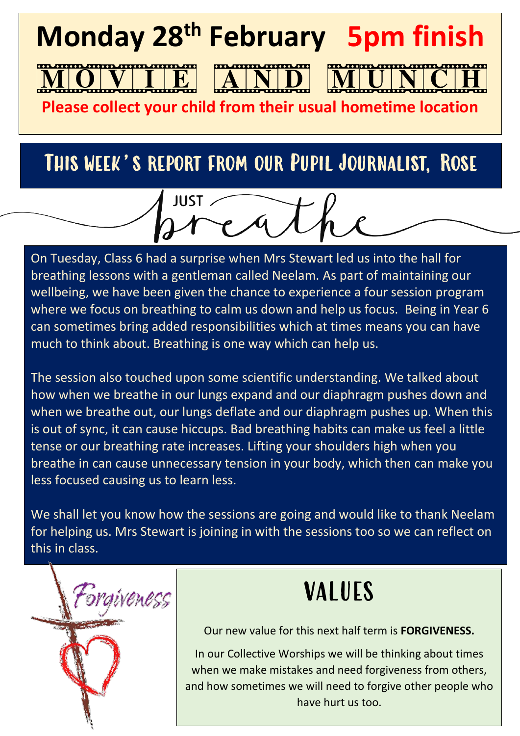# Monday 28th February 5pm finish

**MOVIE AND MUNCH**

**Please collect your child from their usual hometime location**

## This week's report from our Pupil Journalist, Rose

### JUST breathe

On Tuesday, Class 6 had a surprise when Mrs Stewart led us into the hall for breathing lessons with a gentleman called Neelam. As part of maintaining our wellbeing, we have been given the chance to experience a four session program where we focus on breathing to calm us down and help us focus. Being in Year 6 can sometimes bring added responsibilities which at times means you can have much to think about. Breathing is one way which can help us.

The session also touched upon some scientific understanding. We talked about how when we breathe in our lungs expand and our diaphragm pushes down and when we breathe out, our lungs deflate and our diaphragm pushes up. When this is out of sync, it can cause hiccups. Bad breathing habits can make us feel a little tense or our breathing rate increases. Lifting your shoulders high when you breathe in can cause unnecessary tension in your body, which then can make you less focused causing us to learn less.

We shall let you know how the sessions are going and would like to thank Neelam for helping us. Mrs Stewart is joining in with the sessions too so we can reflect on this in class.

Forgiveness

## VALUES

Our new value for this next half term is **FORGIVENESS.**

In our Collective Worships we will be thinking about times when we make mistakes and need forgiveness from others, and how sometimes we will need to forgive other people who have hurt us too.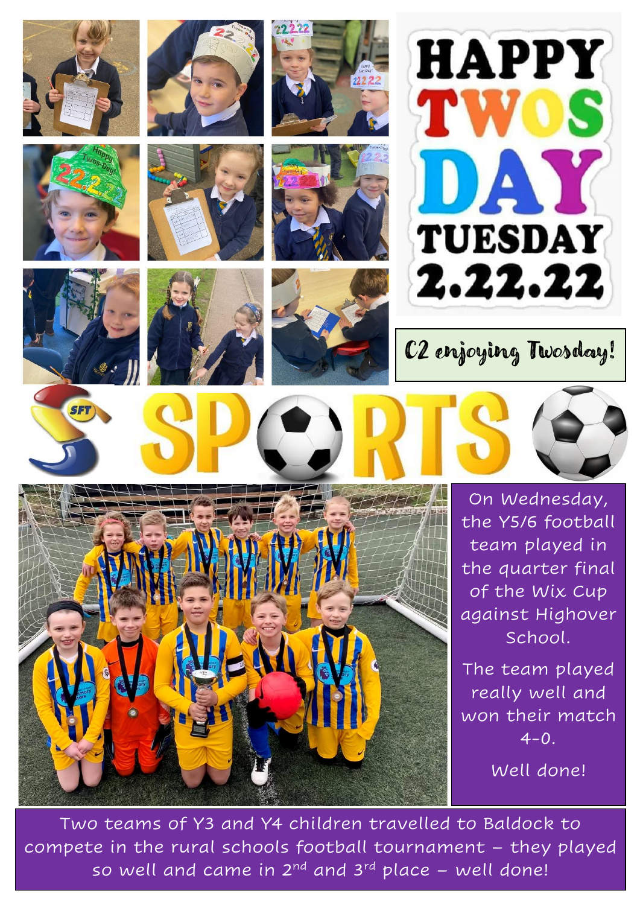# HAPPY TWOS DAY TUESDAY 2.22.22

C2 enjoying Twosday!

# SPORTS

On Wednesday, the Y5/6 football team played in the quarter final of the Wix Cup against Highover School.

The team played really well and won their match 4-0.

Well done!

Two teams of Y3 and Y4 children travelled to Baldock to compete in the rural schools football tournament – they played so well and came in 2nd and 3rd place – well done!